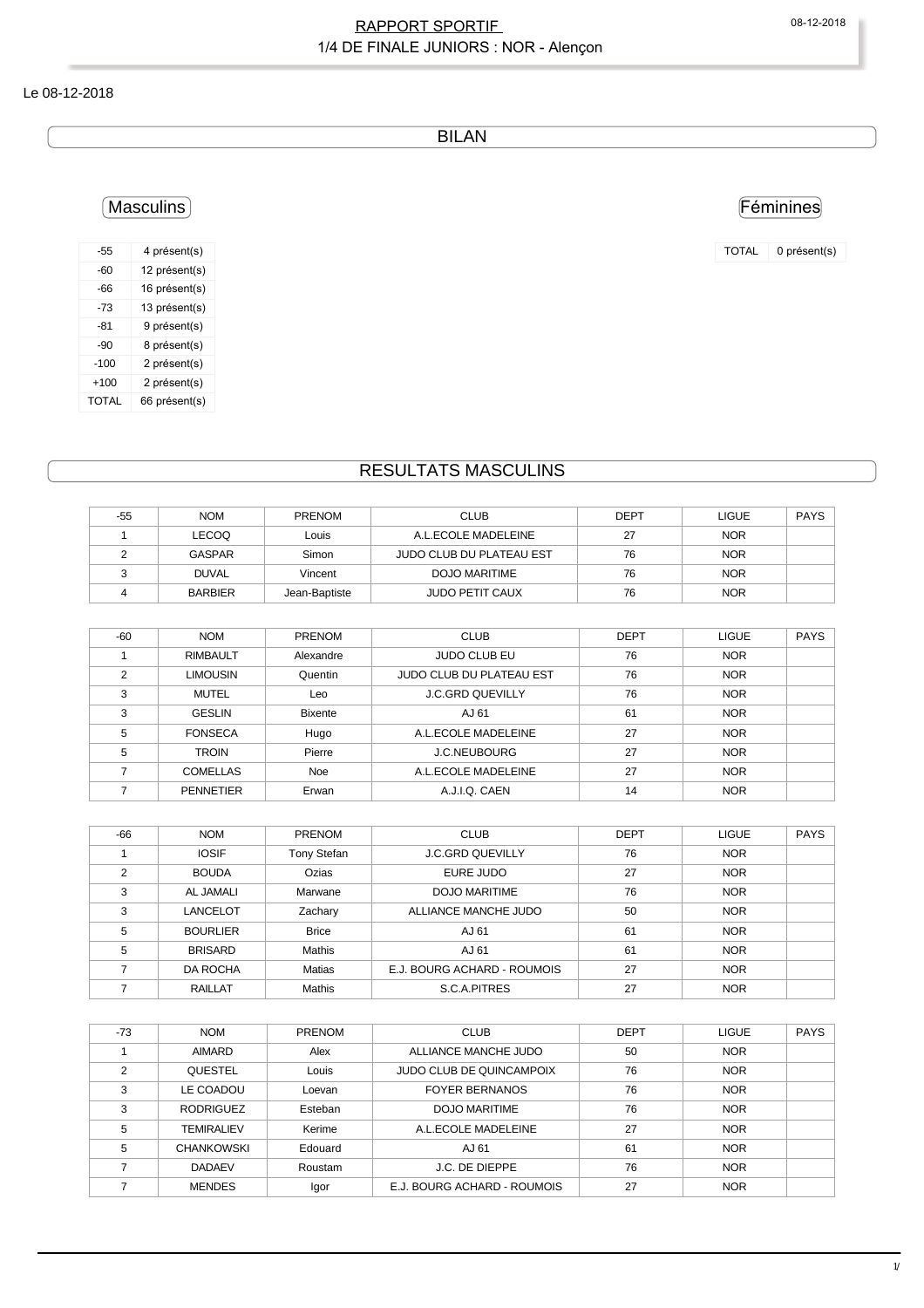# RAPPORT SPORTIF
## 1/4 DE FINALE JUNIORS : NOR - Alençon

Le 08-12-2018

## BILAN

### Masculins

| | |
|---|---|
| -55 | 4 présent(s) |
| -60 | 12 présent(s) |
| -66 | 16 présent(s) |
| -73 | 13 présent(s) |
| -81 | 9 présent(s) |
| -90 | 8 présent(s) |
| -100 | 2 présent(s) |
| +100 | 2 présent(s) |
| TOTAL | 66 présent(s) |

### Féminines

| | |
|---|---|
| TOTAL | 0 présent(s) |

## RESULTATS MASCULINS

| -55 | NOM | PRENOM | CLUB | DEPT | LIGUE | PAYS |
|---|---|---|---|---|---|---|
| 1 | LECOQ | Louis | A.L.ECOLE MADELEINE | 27 | NOR | |
| 2 | GASPAR | Simon | JUDO CLUB DU PLATEAU EST | 76 | NOR | |
| 3 | DUVAL | Vincent | DOJO MARITIME | 76 | NOR | |
| 4 | BARBIER | Jean-Baptiste | JUDO PETIT CAUX | 76 | NOR | |

| -60 | NOM | PRENOM | CLUB | DEPT | LIGUE | PAYS |
|---|---|---|---|---|---|---|
| 1 | RIMBAULT | Alexandre | JUDO CLUB EU | 76 | NOR | |
| 2 | LIMOUSIN | Quentin | JUDO CLUB DU PLATEAU EST | 76 | NOR | |
| 3 | MUTEL | Leo | J.C.GRD QUEVILLY | 76 | NOR | |
| 3 | GESLIN | Bixente | AJ 61 | 61 | NOR | |
| 5 | FONSECA | Hugo | A.L.ECOLE MADELEINE | 27 | NOR | |
| 5 | TROIN | Pierre | J.C.NEUBOURG | 27 | NOR | |
| 7 | COMELLAS | Noe | A.L.ECOLE MADELEINE | 27 | NOR | |
| 7 | PENNETIER | Erwan | A.J.I.Q. CAEN | 14 | NOR | |

| -66 | NOM | PRENOM | CLUB | DEPT | LIGUE | PAYS |
|---|---|---|---|---|---|---|
| 1 | IOSIF | Tony Stefan | J.C.GRD QUEVILLY | 76 | NOR | |
| 2 | BOUDA | Ozias | EURE JUDO | 27 | NOR | |
| 3 | AL JAMALI | Marwane | DOJO MARITIME | 76 | NOR | |
| 3 | LANCELOT | Zachary | ALLIANCE MANCHE JUDO | 50 | NOR | |
| 5 | BOURLIER | Brice | AJ 61 | 61 | NOR | |
| 5 | BRISARD | Mathis | AJ 61 | 61 | NOR | |
| 7 | DA ROCHA | Matias | E.J. BOURG ACHARD - ROUMOIS | 27 | NOR | |
| 7 | RAILLAT | Mathis | S.C.A.PITRES | 27 | NOR | |

| -73 | NOM | PRENOM | CLUB | DEPT | LIGUE | PAYS |
|---|---|---|---|---|---|---|
| 1 | AIMARD | Alex | ALLIANCE MANCHE JUDO | 50 | NOR | |
| 2 | QUESTEL | Louis | JUDO CLUB DE QUINCAMPOIX | 76 | NOR | |
| 3 | LE COADOU | Loevan | FOYER BERNANOS | 76 | NOR | |
| 3 | RODRIGUEZ | Esteban | DOJO MARITIME | 76 | NOR | |
| 5 | TEMIRALIEV | Kerime | A.L.ECOLE MADELEINE | 27 | NOR | |
| 5 | CHANKOWSKI | Edouard | AJ 61 | 61 | NOR | |
| 7 | DADAEV | Roustam | J.C. DE DIEPPE | 76 | NOR | |
| 7 | MENDES | Igor | E.J. BOURG ACHARD - ROUMOIS | 27 | NOR | |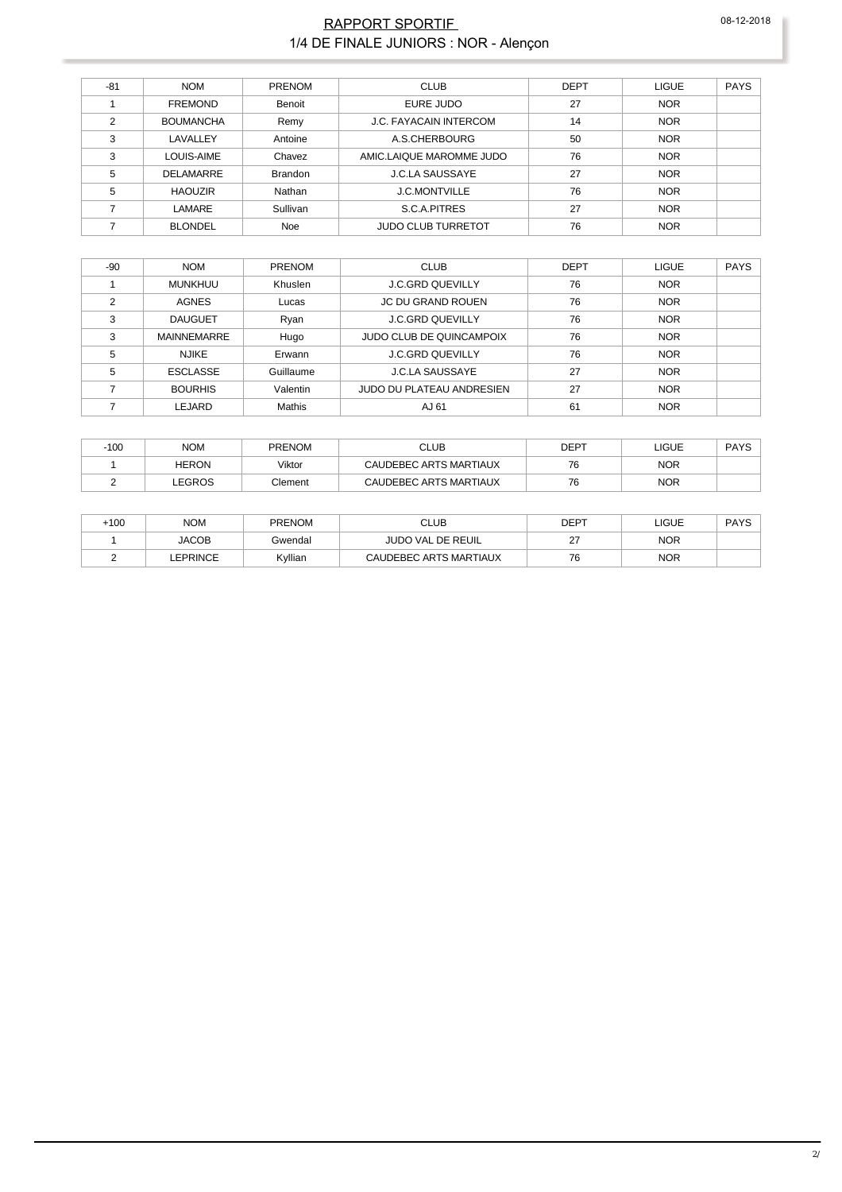# RAPPORT SPORTIF

## 1/4 DE FINALE JUNIORS : NOR - Alençon

08-12-2018

| -81 | NOM | PRENOM | CLUB | DEPT | LIGUE | PAYS |
|---|---|---|---|---|---|---|
| 1 | FREMOND | Benoit | EURE JUDO | 27 | NOR | |
| 2 | BOUMANCHA | Remy | J.C. FAYACAIN INTERCOM | 14 | NOR | |
| 3 | LAVALLEY | Antoine | A.S.CHERBOURG | 50 | NOR | |
| 3 | LOUIS-AIME | Chavez | AMIC.LAIQUE MAROMME JUDO | 76 | NOR | |
| 5 | DELAMARRE | Brandon | J.C.LA SAUSSAYE | 27 | NOR | |
| 5 | HAOUZIR | Nathan | J.C.MONTVILLE | 76 | NOR | |
| 7 | LAMARE | Sullivan | S.C.A.PITRES | 27 | NOR | |
| 7 | BLONDEL | Noe | JUDO CLUB TURRETOT | 76 | NOR | |

| -90 | NOM | PRENOM | CLUB | DEPT | LIGUE | PAYS |
|---|---|---|---|---|---|---|
| 1 | MUNKHUU | Khuslen | J.C.GRD QUEVILLY | 76 | NOR | |
| 2 | AGNES | Lucas | JC DU GRAND ROUEN | 76 | NOR | |
| 3 | DAUGUET | Ryan | J.C.GRD QUEVILLY | 76 | NOR | |
| 3 | MAINNEMARRE | Hugo | JUDO CLUB DE QUINCAMPOIX | 76 | NOR | |
| 5 | NJIKE | Erwann | J.C.GRD QUEVILLY | 76 | NOR | |
| 5 | ESCLASSE | Guillaume | J.C.LA SAUSSAYE | 27 | NOR | |
| 7 | BOURHIS | Valentin | JUDO DU PLATEAU ANDRESIEN | 27 | NOR | |
| 7 | LEJARD | Mathis | AJ 61 | 61 | NOR | |

| -100 | NOM | PRENOM | CLUB | DEPT | LIGUE | PAYS |
|---|---|---|---|---|---|---|
| 1 | HERON | Viktor | CAUDEBEC ARTS MARTIAUX | 76 | NOR | |
| 2 | LEGROS | Clement | CAUDEBEC ARTS MARTIAUX | 76 | NOR | |

| +100 | NOM | PRENOM | CLUB | DEPT | LIGUE | PAYS |
|---|---|---|---|---|---|---|
| 1 | JACOB | Gwendal | JUDO VAL DE REUIL | 27 | NOR | |
| 2 | LEPRINCE | Kyllian | CAUDEBEC ARTS MARTIAUX | 76 | NOR | |